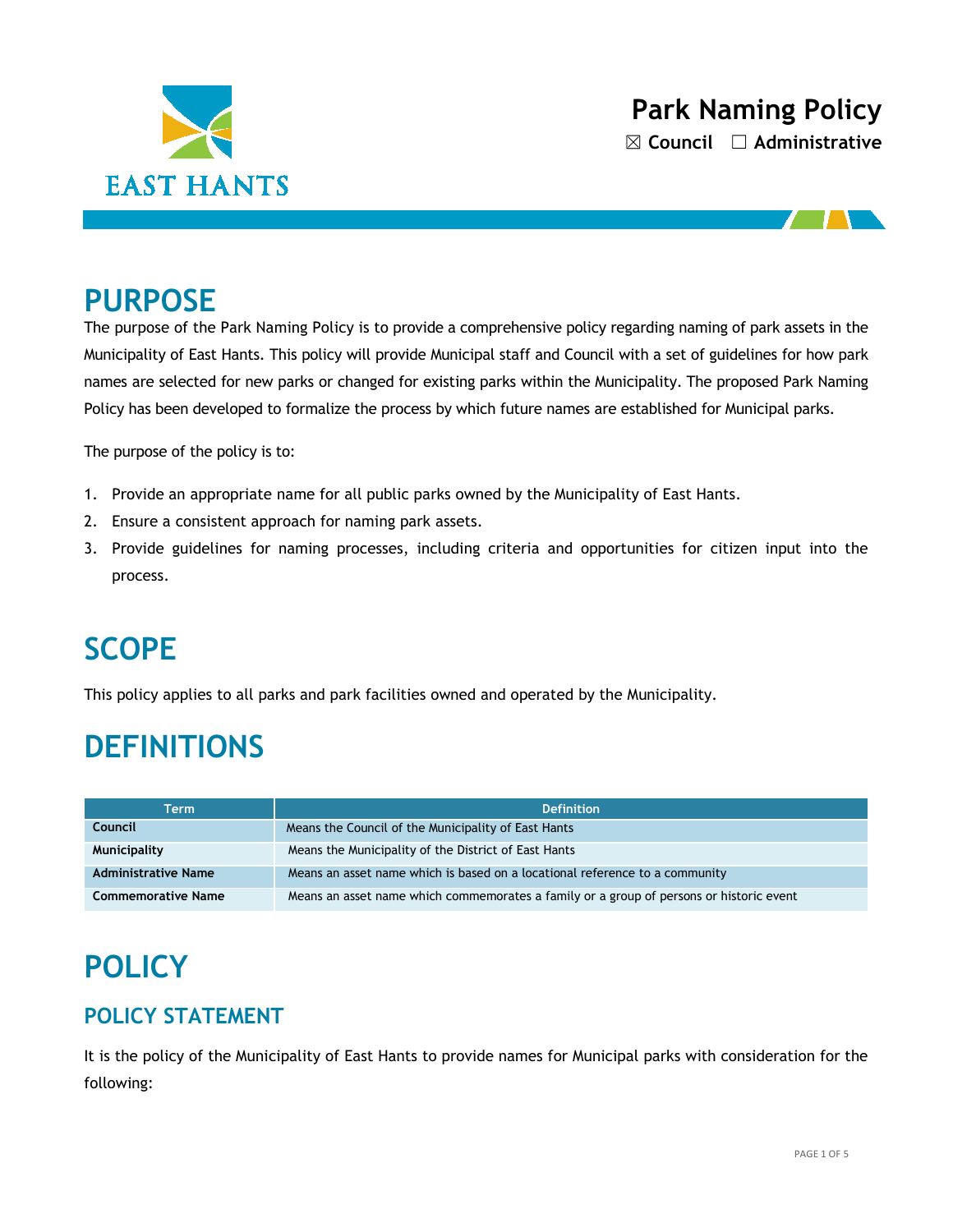EAST HANTS

# Park Naming Policy

☒ Council ☐ Administrative

## PURPOSE

The purpose of the Park Naming Policy is to provide a comprehensive policy regarding naming of park assets in the Municipality of East Hants. This policy will provide Municipal staff and Council with a set of guidelines for how park names are selected for new parks or changed for existing parks within the Municipality. The proposed Park Naming Policy has been developed to formalize the process by which future names are established for Municipal parks.

The purpose of the policy is to:

1. Provide an appropriate name for all public parks owned by the Municipality of East Hants.
2. Ensure a consistent approach for naming park assets.
3. Provide guidelines for naming processes, including criteria and opportunities for citizen input into the process.

## SCOPE

This policy applies to all parks and park facilities owned and operated by the Municipality.

## DEFINITIONS

| Term | Definition |
|---|---|
| **Council** | Means the Council of the Municipality of East Hants |
| **Municipality** | Means the Municipality of the District of East Hants |
| **Administrative Name** | Means an asset name which is based on a locational reference to a community |
| **Commemorative Name** | Means an asset name which commemorates a family or a group of persons or historic event |

## POLICY

### POLICY STATEMENT

It is the policy of the Municipality of East Hants to provide names for Municipal parks with consideration for the following: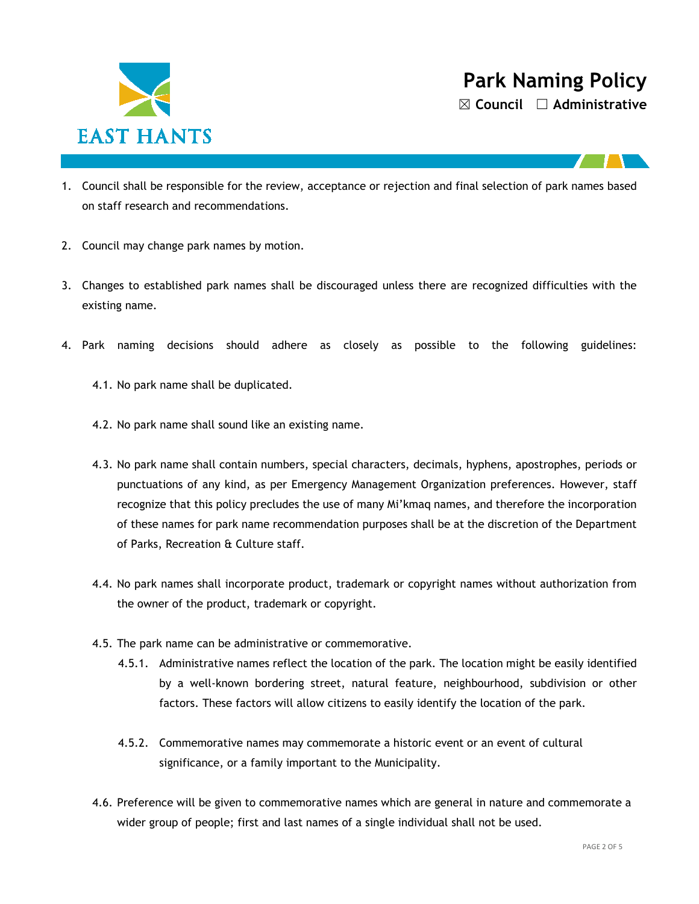1. Council shall be responsible for the review, acceptance or rejection and final selection of park names based on staff research and recommendations.

2. Council may change park names by motion.

3. Changes to established park names shall be discouraged unless there are recognized difficulties with the existing name.

4. Park naming decisions should adhere as closely as possible to the following guidelines:

    4.1. No park name shall be duplicated.

    4.2. No park name shall sound like an existing name.

    4.3. No park name shall contain numbers, special characters, decimals, hyphens, apostrophes, periods or punctuations of any kind, as per Emergency Management Organization preferences. However, staff recognize that this policy precludes the use of many Mi'kmaq names, and therefore the incorporation of these names for park name recommendation purposes shall be at the discretion of the Department of Parks, Recreation & Culture staff.

    4.4. No park names shall incorporate product, trademark or copyright names without authorization from the owner of the product, trademark or copyright.

    4.5. The park name can be administrative or commemorative.

        4.5.1. Administrative names reflect the location of the park. The location might be easily identified by a well-known bordering street, natural feature, neighbourhood, subdivision or other factors. These factors will allow citizens to easily identify the location of the park.

        4.5.2. Commemorative names may commemorate a historic event or an event of cultural significance, or a family important to the Municipality.

    4.6. Preference will be given to commemorative names which are general in nature and commemorate a wider group of people; first and last names of a single individual shall not be used.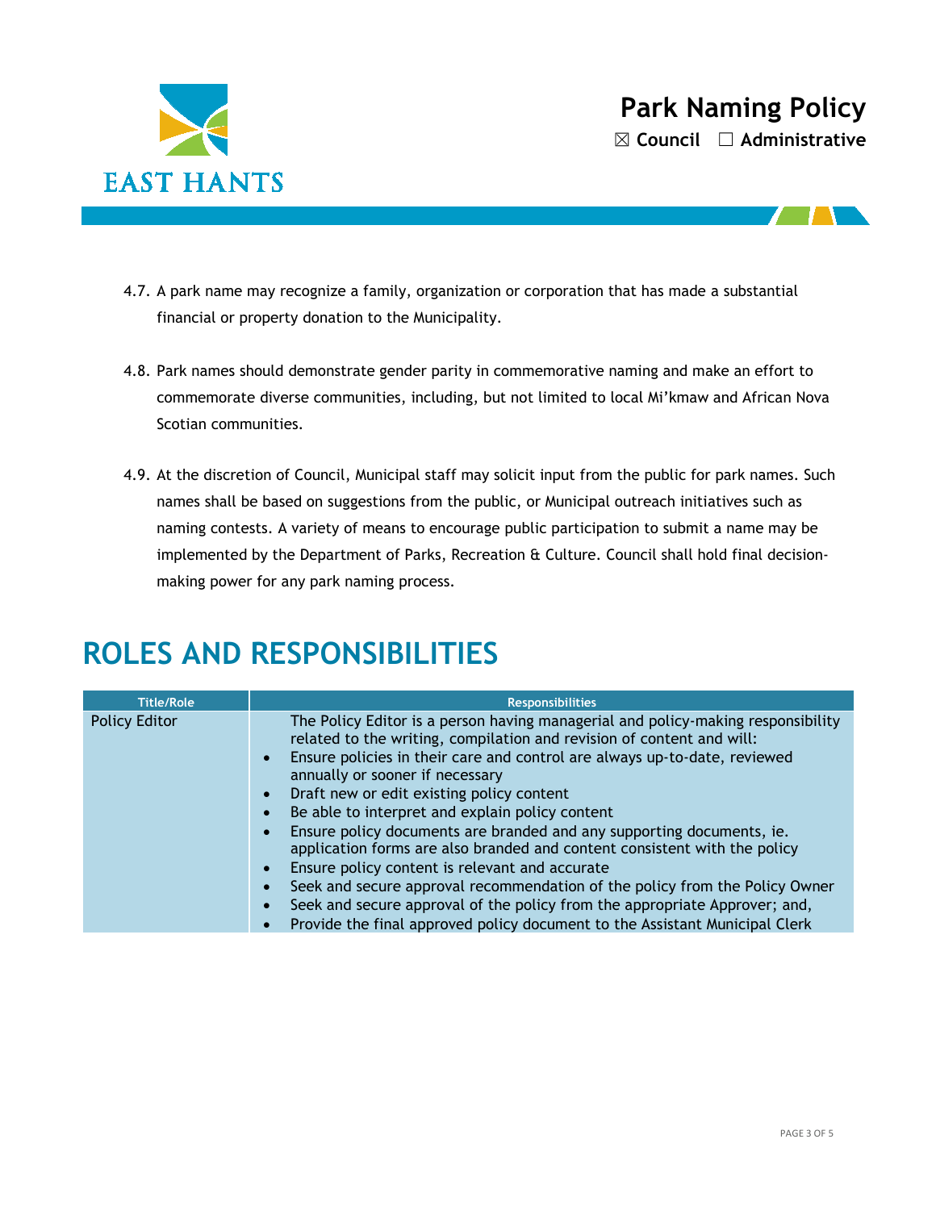4.7. A park name may recognize a family, organization or corporation that has made a substantial financial or property donation to the Municipality.

4.8. Park names should demonstrate gender parity in commemorative naming and make an effort to commemorate diverse communities, including, but not limited to local Mi'kmaw and African Nova Scotian communities.

4.9. At the discretion of Council, Municipal staff may solicit input from the public for park names. Such names shall be based on suggestions from the public, or Municipal outreach initiatives such as naming contests. A variety of means to encourage public participation to submit a name may be implemented by the Department of Parks, Recreation & Culture. Council shall hold final decision-making power for any park naming process.

# ROLES AND RESPONSIBILITIES

| Title/Role | Responsibilities |
|---|---|
| Policy Editor | The Policy Editor is a person having managerial and policy-making responsibility related to the writing, compilation and revision of content and will:<br>• Ensure policies in their care and control are always up-to-date, reviewed annually or sooner if necessary<br>• Draft new or edit existing policy content<br>• Be able to interpret and explain policy content<br>• Ensure policy documents are branded and any supporting documents, ie. application forms are also branded and content consistent with the policy<br>• Ensure policy content is relevant and accurate<br>• Seek and secure approval recommendation of the policy from the Policy Owner<br>• Seek and secure approval of the policy from the appropriate Approver; and,<br>• Provide the final approved policy document to the Assistant Municipal Clerk |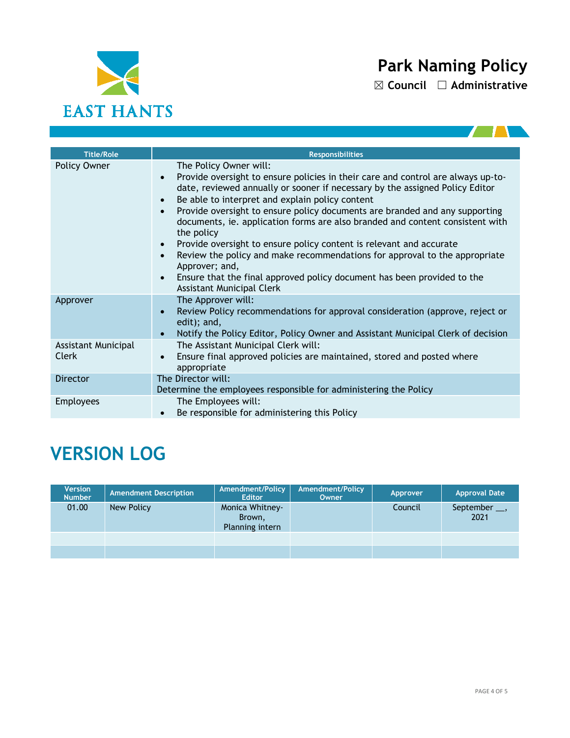# Park Naming Policy

☒ Council ☐ Administrative

| Title/Role | Responsibilities |
|---|---|
| Policy Owner | The Policy Owner will:<br>• Provide oversight to ensure policies in their care and control are always up-to-date, reviewed annually or sooner if necessary by the assigned Policy Editor<br>• Be able to interpret and explain policy content<br>• Provide oversight to ensure policy documents are branded and any supporting documents, ie. application forms are also branded and content consistent with the policy<br>• Provide oversight to ensure policy content is relevant and accurate<br>• Review the policy and make recommendations for approval to the appropriate Approver; and,<br>• Ensure that the final approved policy document has been provided to the Assistant Municipal Clerk |
| Approver | The Approver will:<br>• Review Policy recommendations for approval consideration (approve, reject or edit); and,<br>• Notify the Policy Editor, Policy Owner and Assistant Municipal Clerk of decision |
| Assistant Municipal Clerk | The Assistant Municipal Clerk will:<br>• Ensure final approved policies are maintained, stored and posted where appropriate |
| Director | The Director will:<br>Determine the employees responsible for administering the Policy |
| Employees | The Employees will:<br>• Be responsible for administering this Policy |

# VERSION LOG

| Version Number | Amendment Description | Amendment/Policy Editor | Amendment/Policy Owner | Approver | Approval Date |
|---|---|---|---|---|---|
| 01.00 | New Policy | Monica Whitney-Brown, Planning intern | | Council | September __, 2021 |
| | | | | | |
| | | | | | |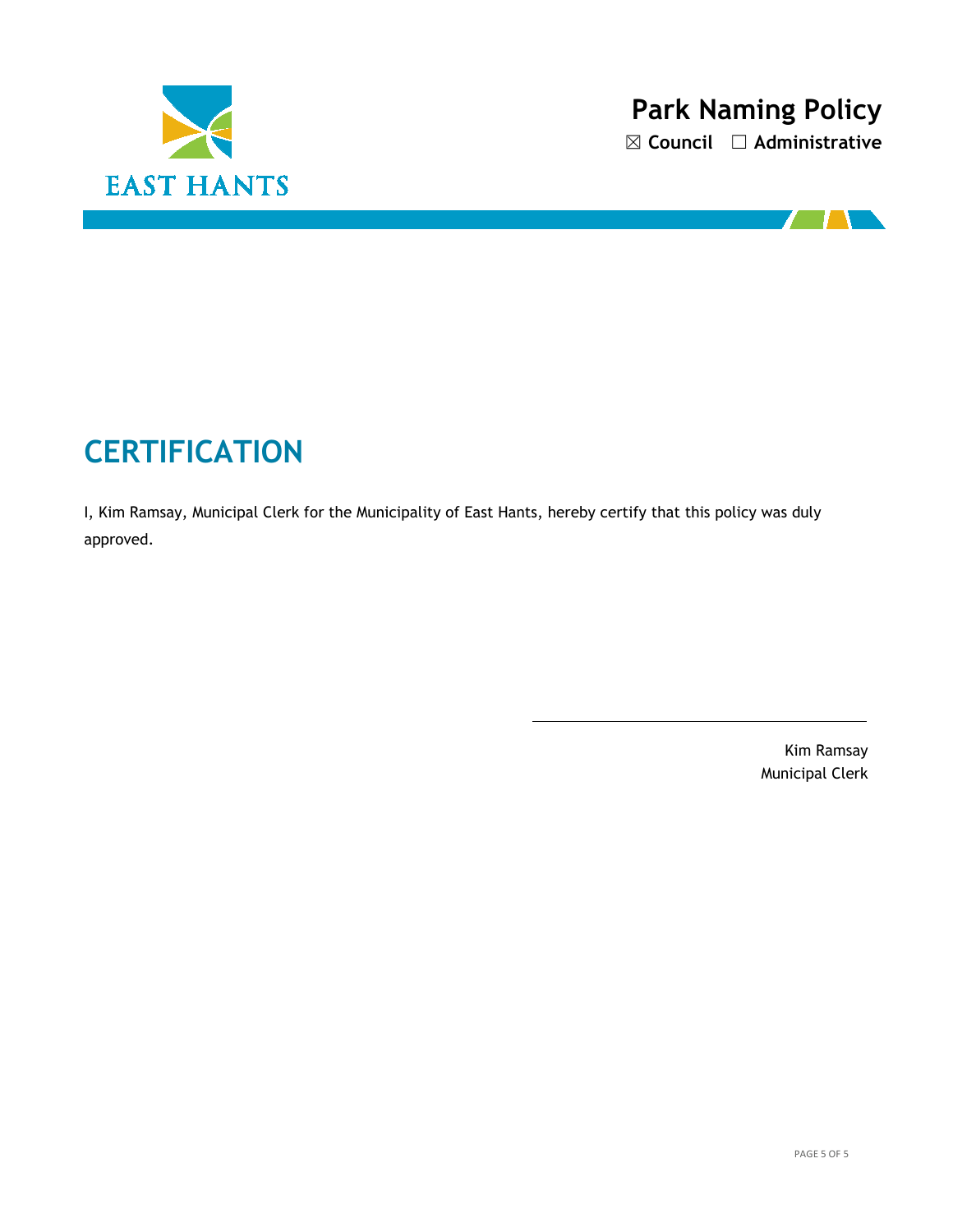# CERTIFICATION

I, Kim Ramsay, Municipal Clerk for the Municipality of East Hants, hereby certify that this policy was duly approved.

Kim Ramsay
Municipal Clerk